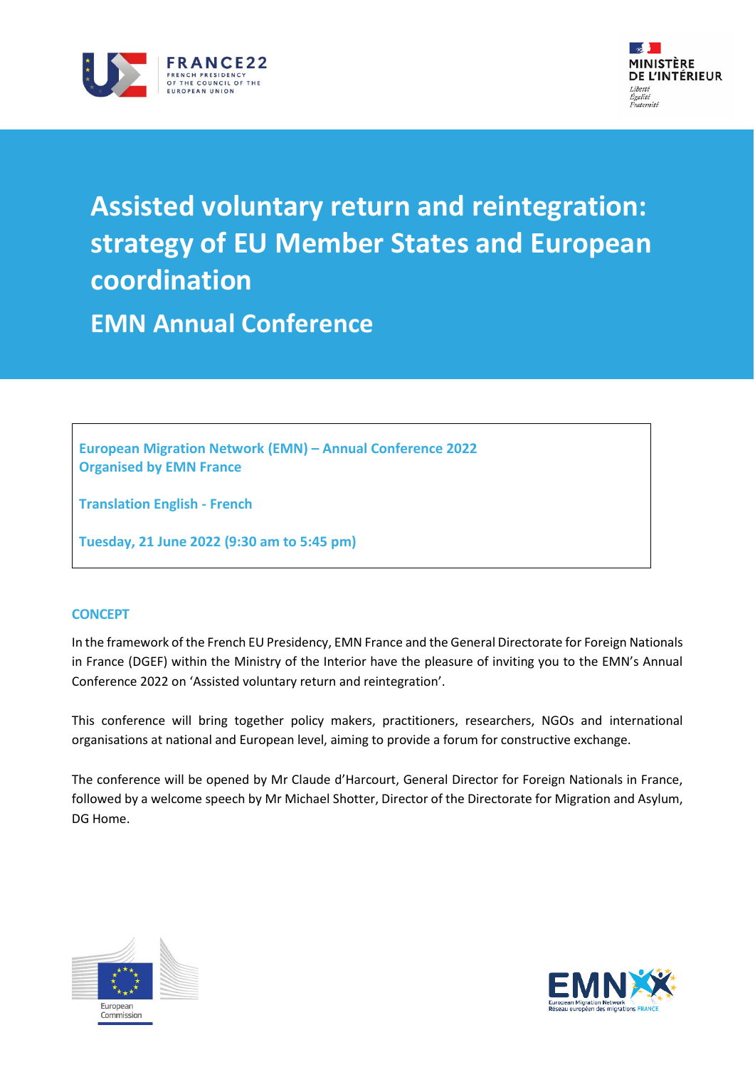# Assisted voluntary return and reintegration: strategy of EU Member States and European coordination

## EMN Annual Conference

**European Migration Network (EMN) – Annual Conference 2022**
**Organised by EMN France**

**Translation English - French**

**Tuesday, 21 June 2022 (9:30 am to 5:45 pm)**

### CONCEPT

In the framework of the French EU Presidency, EMN France and the General Directorate for Foreign Nationals in France (DGEF) within the Ministry of the Interior have the pleasure of inviting you to the EMN's Annual Conference 2022 on 'Assisted voluntary return and reintegration'.

This conference will bring together policy makers, practitioners, researchers, NGOs and international organisations at national and European level, aiming to provide a forum for constructive exchange.

The conference will be opened by Mr Claude d'Harcourt, General Director for Foreign Nationals in France, followed by a welcome speech by Mr Michael Shotter, Director of the Directorate for Migration and Asylum, DG Home.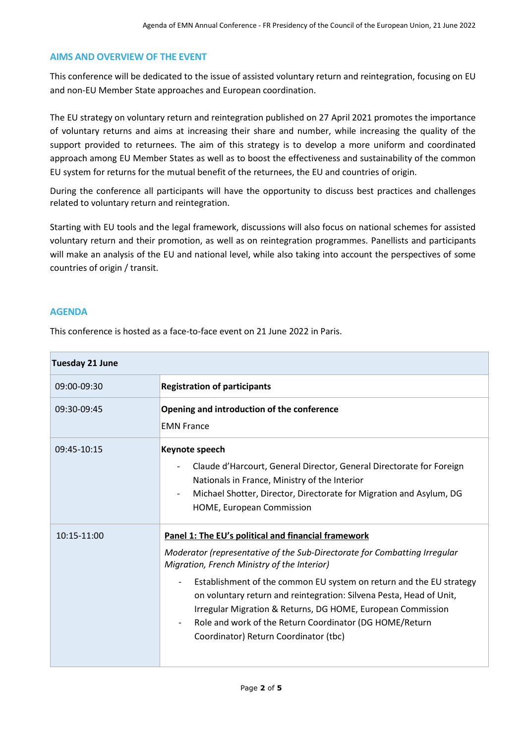## AIMS AND OVERVIEW OF THE EVENT

This conference will be dedicated to the issue of assisted voluntary return and reintegration, focusing on EU and non-EU Member State approaches and European coordination.

The EU strategy on voluntary return and reintegration published on 27 April 2021 promotes the importance of voluntary returns and aims at increasing their share and number, while increasing the quality of the support provided to returnees. The aim of this strategy is to develop a more uniform and coordinated approach among EU Member States as well as to boost the effectiveness and sustainability of the common EU system for returns for the mutual benefit of the returnees, the EU and countries of origin.

During the conference all participants will have the opportunity to discuss best practices and challenges related to voluntary return and reintegration.

Starting with EU tools and the legal framework, discussions will also focus on national schemes for assisted voluntary return and their promotion, as well as on reintegration programmes. Panellists and participants will make an analysis of the EU and national level, while also taking into account the perspectives of some countries of origin / transit.

## AGENDA

This conference is hosted as a face-to-face event on 21 June 2022 in Paris.

| **Tuesday 21 June** | |
|---|---|
| 09:00-09:30 | **Registration of participants** |
| 09:30-09:45 | **Opening and introduction of the conference**<br>EMN France |
| 09:45-10:15 | **Keynote speech**<br>- Claude d'Harcourt, General Director, General Directorate for Foreign Nationals in France, Ministry of the Interior<br>- Michael Shotter, Director, Directorate for Migration and Asylum, DG HOME, European Commission |
| 10:15-11:00 | **Panel 1: The EU's political and financial framework**<br>*Moderator (representative of the Sub-Directorate for Combatting Irregular Migration, French Ministry of the Interior)*<br>- Establishment of the common EU system on return and the EU strategy on voluntary return and reintegration: Silvena Pesta, Head of Unit, Irregular Migration & Returns, DG HOME, European Commission<br>- Role and work of the Return Coordinator (DG HOME/Return Coordinator) Return Coordinator (tbc) |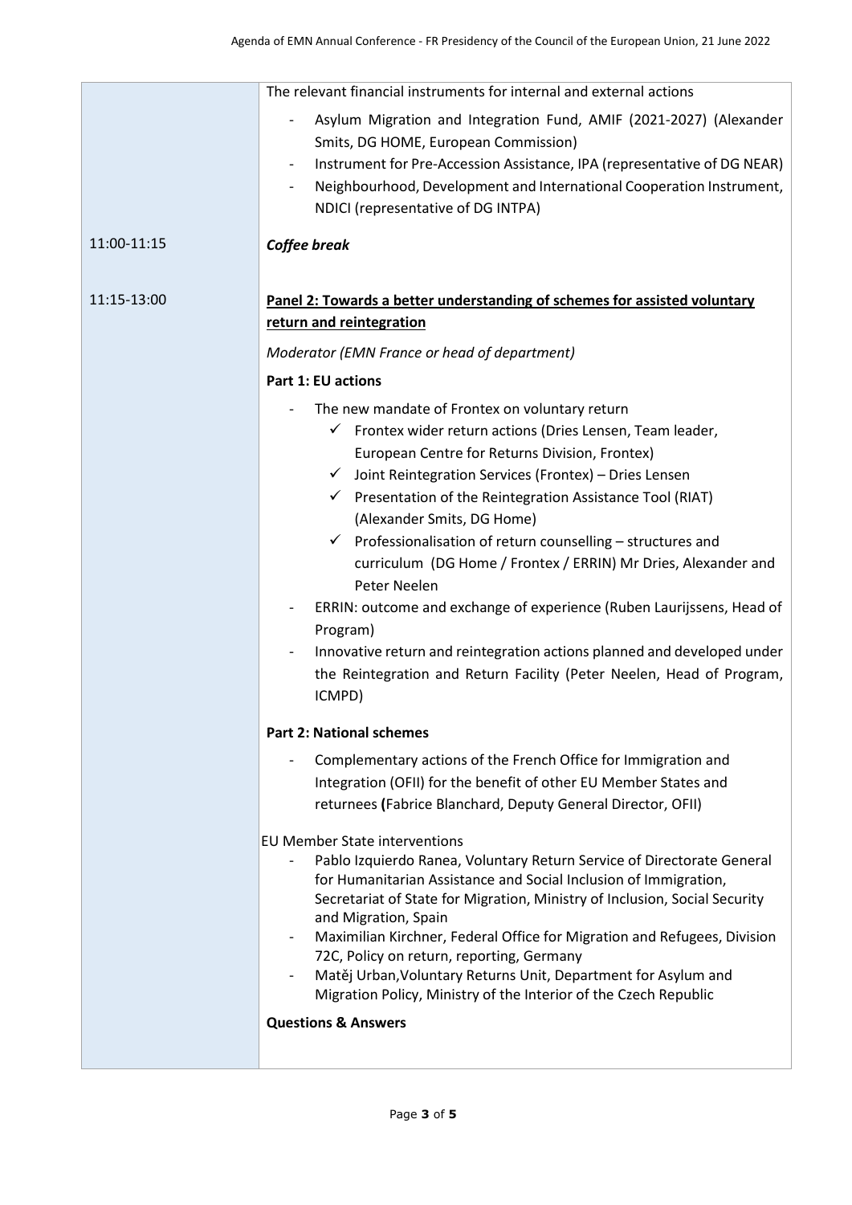| | |
|---|---|
| | The relevant financial instruments for internal and external actions<br>- Asylum Migration and Integration Fund, AMIF (2021-2027) (Alexander Smits, DG HOME, European Commission)<br>- Instrument for Pre-Accession Assistance, IPA (representative of DG NEAR)<br>- Neighbourhood, Development and International Cooperation Instrument, NDICI (representative of DG INTPA) |
| 11:00-11:15 | ***Coffee break*** |
| 11:15-13:00 | **Panel 2: Towards a better understanding of schemes for assisted voluntary return and reintegration**<br>*Moderator (EMN France or head of department)*<br>**Part 1: EU actions**<br>- The new mandate of Frontex on voluntary return<br>  ✓ Frontex wider return actions (Dries Lensen, Team leader, European Centre for Returns Division, Frontex)<br>  ✓ Joint Reintegration Services (Frontex) – Dries Lensen<br>  ✓ Presentation of the Reintegration Assistance Tool (RIAT) (Alexander Smits, DG Home)<br>  ✓ Professionalisation of return counselling – structures and curriculum (DG Home / Frontex / ERRIN) Mr Dries, Alexander and Peter Neelen<br>- ERRIN: outcome and exchange of experience (Ruben Laurijssens, Head of Program)<br>- Innovative return and reintegration actions planned and developed under the Reintegration and Return Facility (Peter Neelen, Head of Program, ICMPD)<br>**Part 2: National schemes**<br>- Complementary actions of the French Office for Immigration and Integration (OFII) for the benefit of other EU Member States and returnees **(**Fabrice Blanchard, Deputy General Director, OFII)<br>EU Member State interventions<br>- Pablo Izquierdo Ranea, Voluntary Return Service of Directorate General for Humanitarian Assistance and Social Inclusion of Immigration, Secretariat of State for Migration, Ministry of Inclusion, Social Security and Migration, Spain<br>- Maximilian Kirchner, Federal Office for Migration and Refugees, Division 72C, Policy on return, reporting, Germany<br>- Matěj Urban,Voluntary Returns Unit, Department for Asylum and Migration Policy, Ministry of the Interior of the Czech Republic<br>**Questions & Answers** |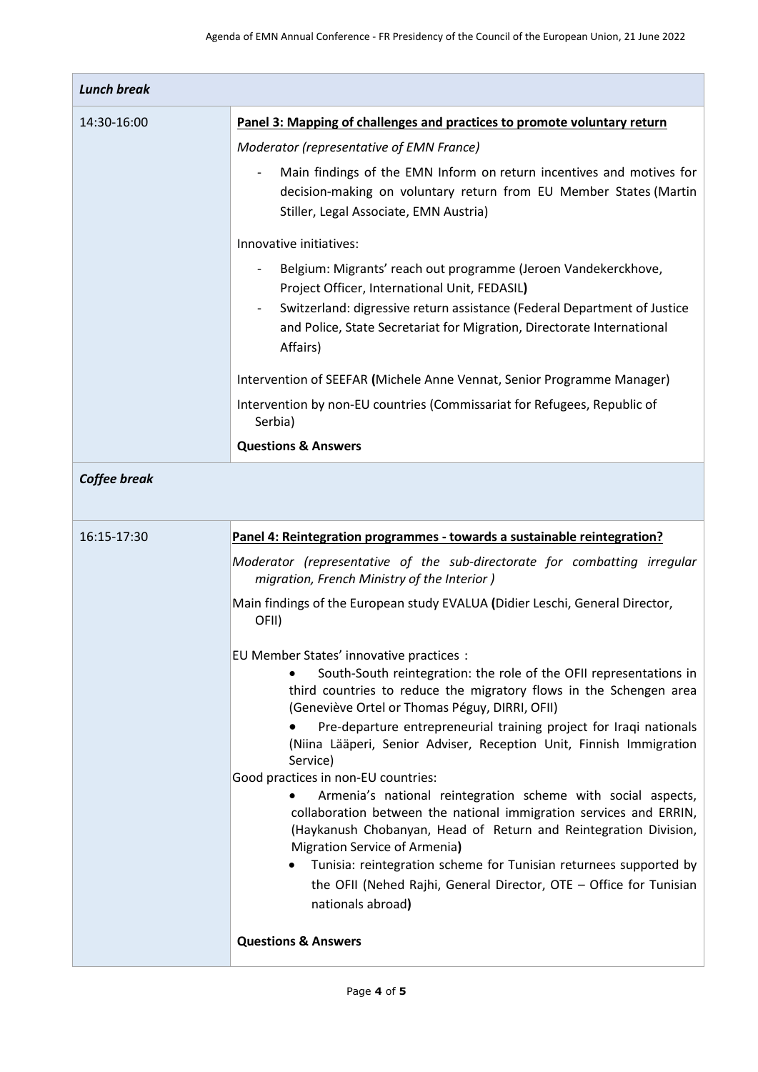| | |
|---|---|
| ***Lunch break*** | |
| 14:30-16:00 | **<u>Panel 3: Mapping of challenges and practices to promote voluntary return</u>**<br>*Moderator (representative of EMN France)*<br>- Main findings of the EMN Inform on return incentives and motives for decision-making on voluntary return from EU Member States (Martin Stiller, Legal Associate, EMN Austria)<br><br>Innovative initiatives:<br>- Belgium: Migrants' reach out programme (Jeroen Vandekerckhove, Project Officer, International Unit, FEDASIL**)**<br>- Switzerland: digressive return assistance (Federal Department of Justice and Police, State Secretariat for Migration, Directorate International Affairs)<br><br>Intervention of SEEFAR **(**Michele Anne Vennat, Senior Programme Manager)<br>Intervention by non-EU countries (Commissariat for Refugees, Republic of Serbia)<br>**Questions & Answers** |
| ***Coffee break*** | |
| 16:15-17:30 | **<u>Panel 4: Reintegration programmes - towards a sustainable reintegration?</u>**<br>*Moderator (representative of the sub-directorate for combatting irregular migration, French Ministry of the Interior )*<br>Main findings of the European study EVALUA **(**Didier Leschi, General Director, OFII)<br><br>EU Member States' innovative practices :<br>• South-South reintegration: the role of the OFII representations in third countries to reduce the migratory flows in the Schengen area (Geneviève Ortel or Thomas Péguy, DIRRI, OFII)<br>• Pre-departure entrepreneurial training project for Iraqi nationals (Niina Lääperi, Senior Adviser, Reception Unit, Finnish Immigration Service)<br><br>Good practices in non-EU countries:<br>• Armenia's national reintegration scheme with social aspects, collaboration between the national immigration services and ERRIN, (Haykanush Chobanyan, Head of Return and Reintegration Division, Migration Service of Armenia**)**<br>• Tunisia: reintegration scheme for Tunisian returnees supported by the OFII (Nehed Rajhi, General Director, OTE – Office for Tunisian nationals abroad**)**<br><br>**Questions & Answers** |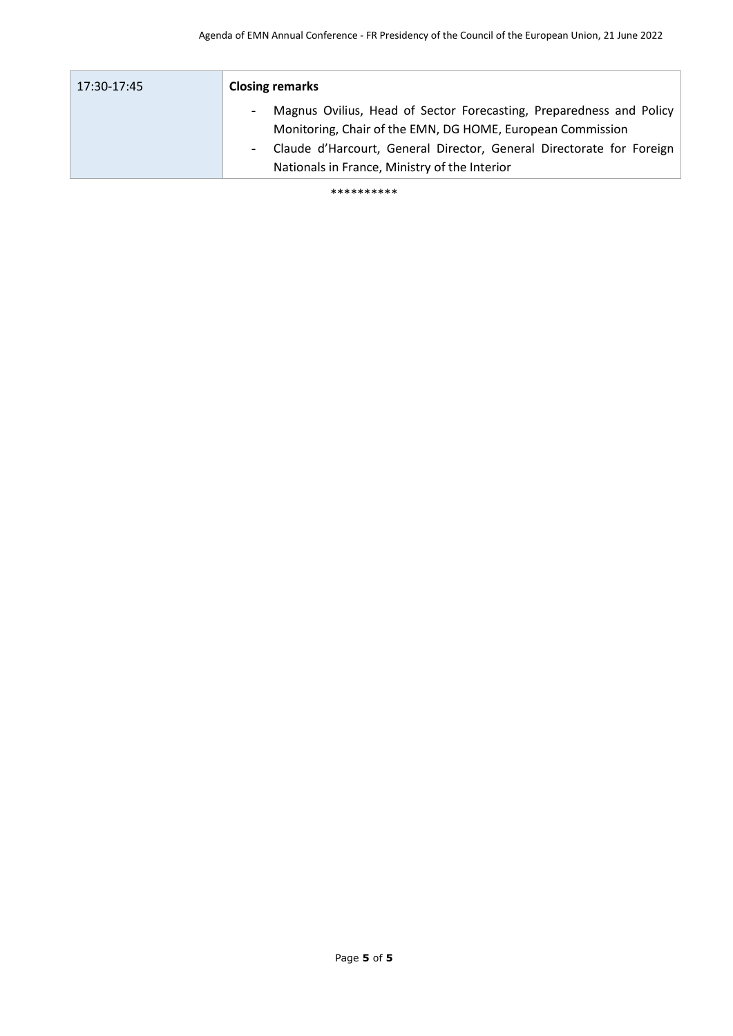| | |
|---|---|
| 17:30-17:45 | **Closing remarks**<br>- Magnus Ovilius, Head of Sector Forecasting, Preparedness and Policy Monitoring, Chair of the EMN, DG HOME, European Commission<br>- Claude d'Harcourt, General Director, General Directorate for Foreign Nationals in France, Ministry of the Interior |

*********